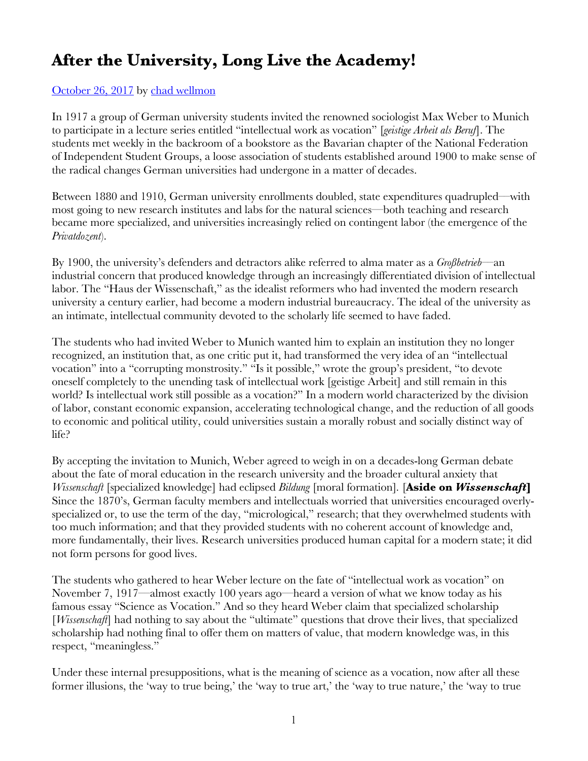# After the University, Long Live the Academy!

October 26, 2017 by chad wellmon

In 1917 a group of German university students invited the renowned sociologist Max Weber to Munich to participate in a lecture series entitled "intellectual work as vocation" [*geistige Arbeit als Beruf*]. The students met weekly in the backroom of a bookstore as the Bavarian chapter of the National Federation of Independent Student Groups, a loose association of students established around 1900 to make sense of the radical changes German universities had undergone in a matter of decades.

Between 1880 and 1910, German university enrollments doubled, state expenditures quadrupled—with most going to new research institutes and labs for the natural sciences—both teaching and research became more specialized, and universities increasingly relied on contingent labor (the emergence of the *Privatdozent*).

By 1900, the university's defenders and detractors alike referred to alma mater as a *Großbetrieb*—an industrial concern that produced knowledge through an increasingly differentiated division of intellectual labor. The "Haus der Wissenschaft," as the idealist reformers who had invented the modern research university a century earlier, had become a modern industrial bureaucracy. The ideal of the university as an intimate, intellectual community devoted to the scholarly life seemed to have faded.

The students who had invited Weber to Munich wanted him to explain an institution they no longer recognized, an institution that, as one critic put it, had transformed the very idea of an "intellectual vocation" into a "corrupting monstrosity." "Is it possible," wrote the group's president, "to devote oneself completely to the unending task of intellectual work [geistige Arbeit] and still remain in this world? Is intellectual work still possible as a vocation?" In a modern world characterized by the division of labor, constant economic expansion, accelerating technological change, and the reduction of all goods to economic and political utility, could universities sustain a morally robust and socially distinct way of life?

By accepting the invitation to Munich, Weber agreed to weigh in on a decades-long German debate about the fate of moral education in the research university and the broader cultural anxiety that *Wissenschaft* [specialized knowledge] had eclipsed *Bildung* [moral formation]. [**Aside on *Wissenschaft***] Since the 1870's, German faculty members and intellectuals worried that universities encouraged overly-specialized or, to use the term of the day, "micrological," research; that they overwhelmed students with too much information; and that they provided students with no coherent account of knowledge and, more fundamentally, their lives. Research universities produced human capital for a modern state; it did not form persons for good lives.

The students who gathered to hear Weber lecture on the fate of "intellectual work as vocation" on November 7, 1917—almost exactly 100 years ago—heard a version of what we know today as his famous essay "Science as Vocation." And so they heard Weber claim that specialized scholarship [*Wissenschaft*] had nothing to say about the "ultimate" questions that drove their lives, that specialized scholarship had nothing final to offer them on matters of value, that modern knowledge was, in this respect, "meaningless."

Under these internal presuppositions, what is the meaning of science as a vocation, now after all these former illusions, the 'way to true being,' the 'way to true art,' the 'way to true nature,' the 'way to true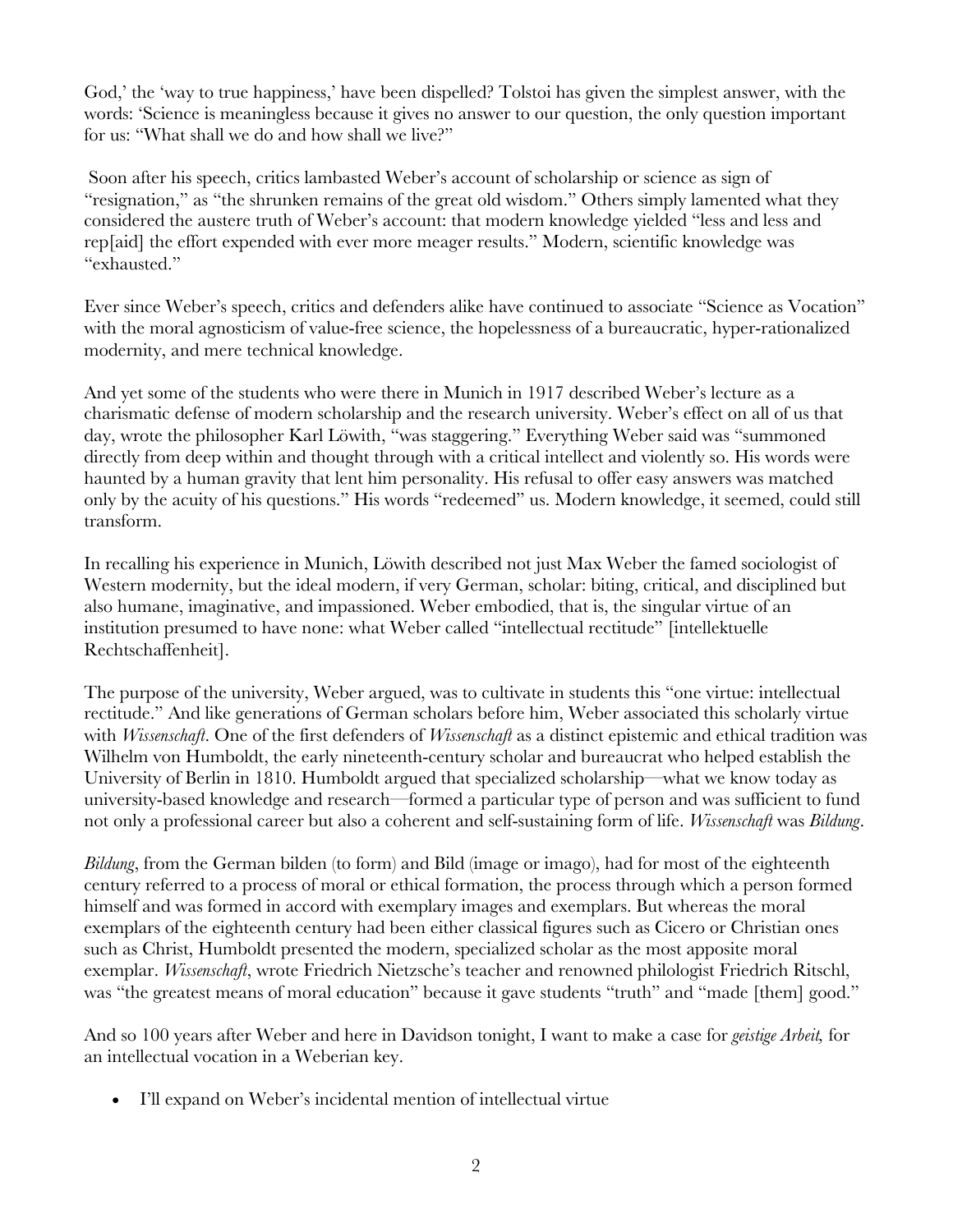God,' the 'way to true happiness,' have been dispelled? Tolstoi has given the simplest answer, with the words: 'Science is meaningless because it gives no answer to our question, the only question important for us: "What shall we do and how shall we live?"

Soon after his speech, critics lambasted Weber's account of scholarship or science as sign of "resignation," as "the shrunken remains of the great old wisdom." Others simply lamented what they considered the austere truth of Weber's account: that modern knowledge yielded "less and less and rep[aid] the effort expended with ever more meager results." Modern, scientific knowledge was "exhausted."

Ever since Weber's speech, critics and defenders alike have continued to associate "Science as Vocation" with the moral agnosticism of value-free science, the hopelessness of a bureaucratic, hyper-rationalized modernity, and mere technical knowledge.

And yet some of the students who were there in Munich in 1917 described Weber's lecture as a charismatic defense of modern scholarship and the research university. Weber's effect on all of us that day, wrote the philosopher Karl Löwith, "was staggering." Everything Weber said was "summoned directly from deep within and thought through with a critical intellect and violently so. His words were haunted by a human gravity that lent him personality. His refusal to offer easy answers was matched only by the acuity of his questions." His words "redeemed" us. Modern knowledge, it seemed, could still transform.

In recalling his experience in Munich, Löwith described not just Max Weber the famed sociologist of Western modernity, but the ideal modern, if very German, scholar: biting, critical, and disciplined but also humane, imaginative, and impassioned. Weber embodied, that is, the singular virtue of an institution presumed to have none: what Weber called "intellectual rectitude" [intellektuelle Rechtschaffenheit].

The purpose of the university, Weber argued, was to cultivate in students this "one virtue: intellectual rectitude." And like generations of German scholars before him, Weber associated this scholarly virtue with *Wissenschaft*. One of the first defenders of *Wissenschaft* as a distinct epistemic and ethical tradition was Wilhelm von Humboldt, the early nineteenth-century scholar and bureaucrat who helped establish the University of Berlin in 1810. Humboldt argued that specialized scholarship—what we know today as university-based knowledge and research—formed a particular type of person and was sufficient to fund not only a professional career but also a coherent and self-sustaining form of life. *Wissenschaft* was *Bildung*.

*Bildung*, from the German bilden (to form) and Bild (image or imago), had for most of the eighteenth century referred to a process of moral or ethical formation, the process through which a person formed himself and was formed in accord with exemplary images and exemplars. But whereas the moral exemplars of the eighteenth century had been either classical figures such as Cicero or Christian ones such as Christ, Humboldt presented the modern, specialized scholar as the most apposite moral exemplar. *Wissenschaft*, wrote Friedrich Nietzsche's teacher and renowned philologist Friedrich Ritschl, was "the greatest means of moral education" because it gave students "truth" and "made [them] good."

And so 100 years after Weber and here in Davidson tonight, I want to make a case for *geistige Arbeit,* for an intellectual vocation in a Weberian key.

- I'll expand on Weber's incidental mention of intellectual virtue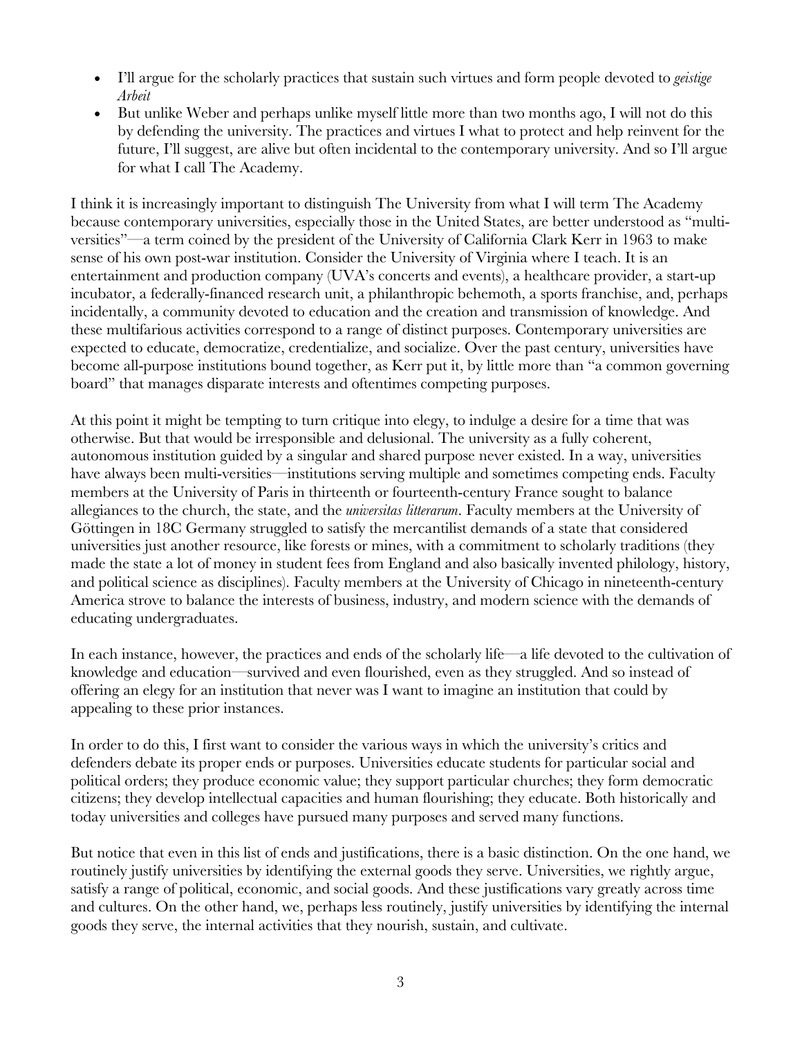- I'll argue for the scholarly practices that sustain such virtues and form people devoted to *geistige Arbeit*
- But unlike Weber and perhaps unlike myself little more than two months ago, I will not do this by defending the university. The practices and virtues I what to protect and help reinvent for the future, I'll suggest, are alive but often incidental to the contemporary university. And so I'll argue for what I call The Academy.

I think it is increasingly important to distinguish The University from what I will term The Academy because contemporary universities, especially those in the United States, are better understood as "multi-versities"—a term coined by the president of the University of California Clark Kerr in 1963 to make sense of his own post-war institution. Consider the University of Virginia where I teach. It is an entertainment and production company (UVA's concerts and events), a healthcare provider, a start-up incubator, a federally-financed research unit, a philanthropic behemoth, a sports franchise, and, perhaps incidentally, a community devoted to education and the creation and transmission of knowledge. And these multifarious activities correspond to a range of distinct purposes. Contemporary universities are expected to educate, democratize, credentialize, and socialize. Over the past century, universities have become all-purpose institutions bound together, as Kerr put it, by little more than "a common governing board" that manages disparate interests and oftentimes competing purposes.

At this point it might be tempting to turn critique into elegy, to indulge a desire for a time that was otherwise. But that would be irresponsible and delusional. The university as a fully coherent, autonomous institution guided by a singular and shared purpose never existed. In a way, universities have always been multi-versities—institutions serving multiple and sometimes competing ends. Faculty members at the University of Paris in thirteenth or fourteenth-century France sought to balance allegiances to the church, the state, and the *universitas litterarum*. Faculty members at the University of Göttingen in 18C Germany struggled to satisfy the mercantilist demands of a state that considered universities just another resource, like forests or mines, with a commitment to scholarly traditions (they made the state a lot of money in student fees from England and also basically invented philology, history, and political science as disciplines). Faculty members at the University of Chicago in nineteenth-century America strove to balance the interests of business, industry, and modern science with the demands of educating undergraduates.

In each instance, however, the practices and ends of the scholarly life—a life devoted to the cultivation of knowledge and education—survived and even flourished, even as they struggled. And so instead of offering an elegy for an institution that never was I want to imagine an institution that could by appealing to these prior instances.

In order to do this, I first want to consider the various ways in which the university's critics and defenders debate its proper ends or purposes. Universities educate students for particular social and political orders; they produce economic value; they support particular churches; they form democratic citizens; they develop intellectual capacities and human flourishing; they educate. Both historically and today universities and colleges have pursued many purposes and served many functions.

But notice that even in this list of ends and justifications, there is a basic distinction. On the one hand, we routinely justify universities by identifying the external goods they serve. Universities, we rightly argue, satisfy a range of political, economic, and social goods. And these justifications vary greatly across time and cultures. On the other hand, we, perhaps less routinely, justify universities by identifying the internal goods they serve, the internal activities that they nourish, sustain, and cultivate.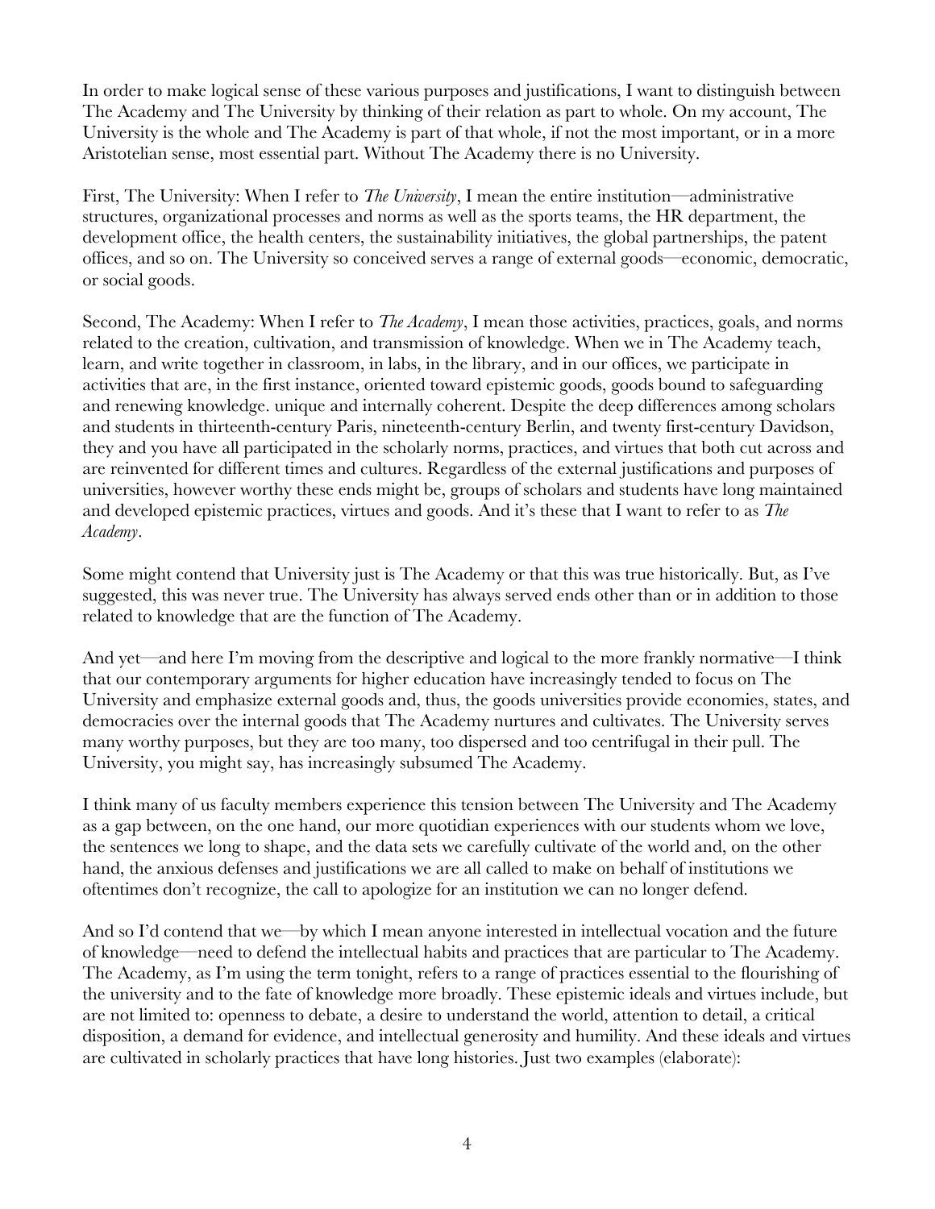In order to make logical sense of these various purposes and justifications, I want to distinguish between The Academy and The University by thinking of their relation as part to whole. On my account, The University is the whole and The Academy is part of that whole, if not the most important, or in a more Aristotelian sense, most essential part. Without The Academy there is no University.

First, The University: When I refer to *The University*, I mean the entire institution—administrative structures, organizational processes and norms as well as the sports teams, the HR department, the development office, the health centers, the sustainability initiatives, the global partnerships, the patent offices, and so on. The University so conceived serves a range of external goods—economic, democratic, or social goods.

Second, The Academy: When I refer to *The Academy*, I mean those activities, practices, goals, and norms related to the creation, cultivation, and transmission of knowledge. When we in The Academy teach, learn, and write together in classroom, in labs, in the library, and in our offices, we participate in activities that are, in the first instance, oriented toward epistemic goods, goods bound to safeguarding and renewing knowledge. unique and internally coherent. Despite the deep differences among scholars and students in thirteenth-century Paris, nineteenth-century Berlin, and twenty first-century Davidson, they and you have all participated in the scholarly norms, practices, and virtues that both cut across and are reinvented for different times and cultures. Regardless of the external justifications and purposes of universities, however worthy these ends might be, groups of scholars and students have long maintained and developed epistemic practices, virtues and goods. And it's these that I want to refer to as *The Academy*.

Some might contend that University just is The Academy or that this was true historically. But, as I've suggested, this was never true. The University has always served ends other than or in addition to those related to knowledge that are the function of The Academy.

And yet—and here I'm moving from the descriptive and logical to the more frankly normative—I think that our contemporary arguments for higher education have increasingly tended to focus on The University and emphasize external goods and, thus, the goods universities provide economies, states, and democracies over the internal goods that The Academy nurtures and cultivates. The University serves many worthy purposes, but they are too many, too dispersed and too centrifugal in their pull. The University, you might say, has increasingly subsumed The Academy.

I think many of us faculty members experience this tension between The University and The Academy as a gap between, on the one hand, our more quotidian experiences with our students whom we love, the sentences we long to shape, and the data sets we carefully cultivate of the world and, on the other hand, the anxious defenses and justifications we are all called to make on behalf of institutions we oftentimes don't recognize, the call to apologize for an institution we can no longer defend.

And so I'd contend that we—by which I mean anyone interested in intellectual vocation and the future of knowledge—need to defend the intellectual habits and practices that are particular to The Academy. The Academy, as I'm using the term tonight, refers to a range of practices essential to the flourishing of the university and to the fate of knowledge more broadly. These epistemic ideals and virtues include, but are not limited to: openness to debate, a desire to understand the world, attention to detail, a critical disposition, a demand for evidence, and intellectual generosity and humility. And these ideals and virtues are cultivated in scholarly practices that have long histories. Just two examples (elaborate):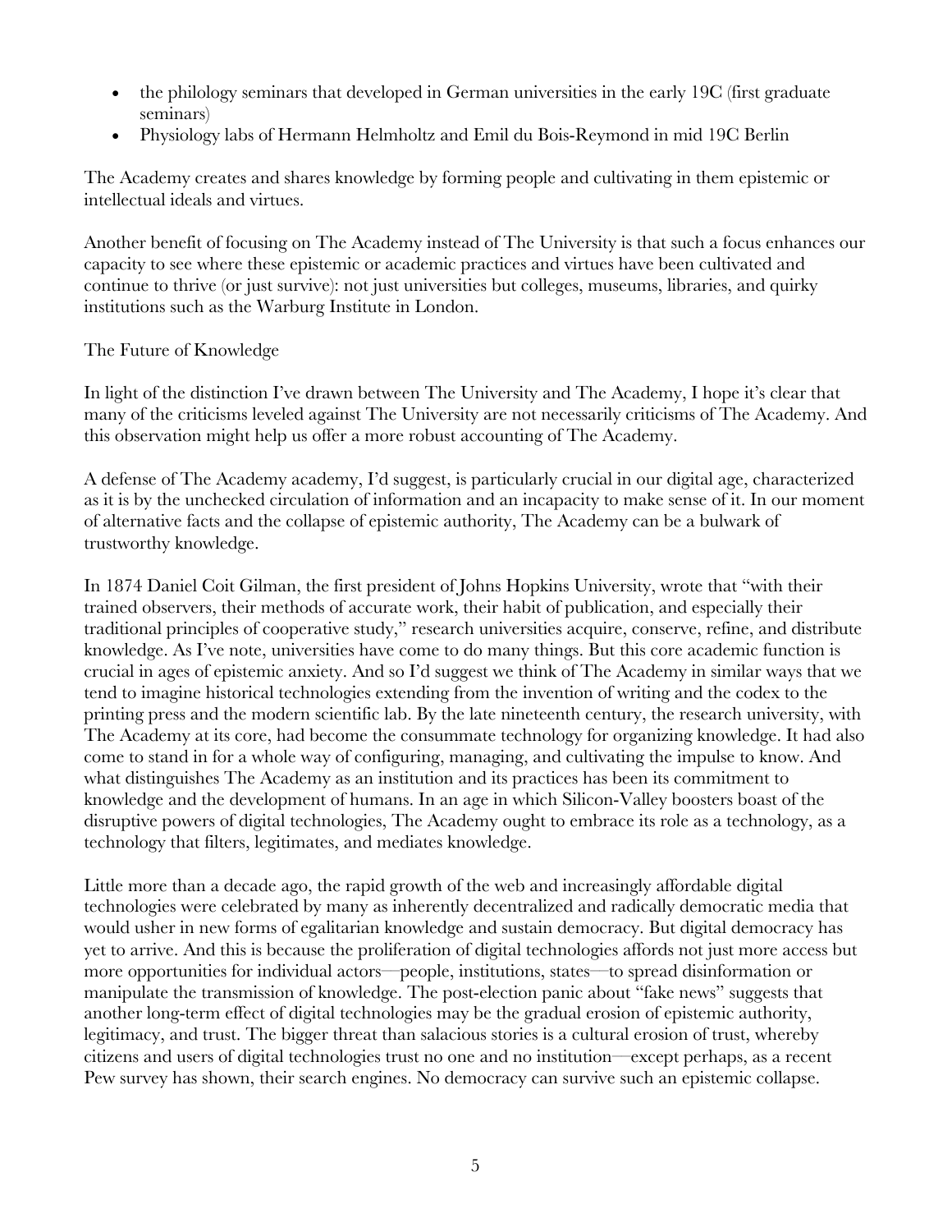- the philology seminars that developed in German universities in the early 19C (first graduate seminars)
- Physiology labs of Hermann Helmholtz and Emil du Bois-Reymond in mid 19C Berlin

The Academy creates and shares knowledge by forming people and cultivating in them epistemic or intellectual ideals and virtues.

Another benefit of focusing on The Academy instead of The University is that such a focus enhances our capacity to see where these epistemic or academic practices and virtues have been cultivated and continue to thrive (or just survive): not just universities but colleges, museums, libraries, and quirky institutions such as the Warburg Institute in London.

## The Future of Knowledge

In light of the distinction I've drawn between The University and The Academy, I hope it's clear that many of the criticisms leveled against The University are not necessarily criticisms of The Academy. And this observation might help us offer a more robust accounting of The Academy.

A defense of The Academy academy, I'd suggest, is particularly crucial in our digital age, characterized as it is by the unchecked circulation of information and an incapacity to make sense of it. In our moment of alternative facts and the collapse of epistemic authority, The Academy can be a bulwark of trustworthy knowledge.

In 1874 Daniel Coit Gilman, the first president of Johns Hopkins University, wrote that "with their trained observers, their methods of accurate work, their habit of publication, and especially their traditional principles of cooperative study," research universities acquire, conserve, refine, and distribute knowledge. As I've note, universities have come to do many things. But this core academic function is crucial in ages of epistemic anxiety. And so I'd suggest we think of The Academy in similar ways that we tend to imagine historical technologies extending from the invention of writing and the codex to the printing press and the modern scientific lab. By the late nineteenth century, the research university, with The Academy at its core, had become the consummate technology for organizing knowledge. It had also come to stand in for a whole way of configuring, managing, and cultivating the impulse to know. And what distinguishes The Academy as an institution and its practices has been its commitment to knowledge and the development of humans. In an age in which Silicon-Valley boosters boast of the disruptive powers of digital technologies, The Academy ought to embrace its role as a technology, as a technology that filters, legitimates, and mediates knowledge.

Little more than a decade ago, the rapid growth of the web and increasingly affordable digital technologies were celebrated by many as inherently decentralized and radically democratic media that would usher in new forms of egalitarian knowledge and sustain democracy. But digital democracy has yet to arrive. And this is because the proliferation of digital technologies affords not just more access but more opportunities for individual actors—people, institutions, states—to spread disinformation or manipulate the transmission of knowledge. The post-election panic about "fake news" suggests that another long-term effect of digital technologies may be the gradual erosion of epistemic authority, legitimacy, and trust. The bigger threat than salacious stories is a cultural erosion of trust, whereby citizens and users of digital technologies trust no one and no institution—except perhaps, as a recent Pew survey has shown, their search engines. No democracy can survive such an epistemic collapse.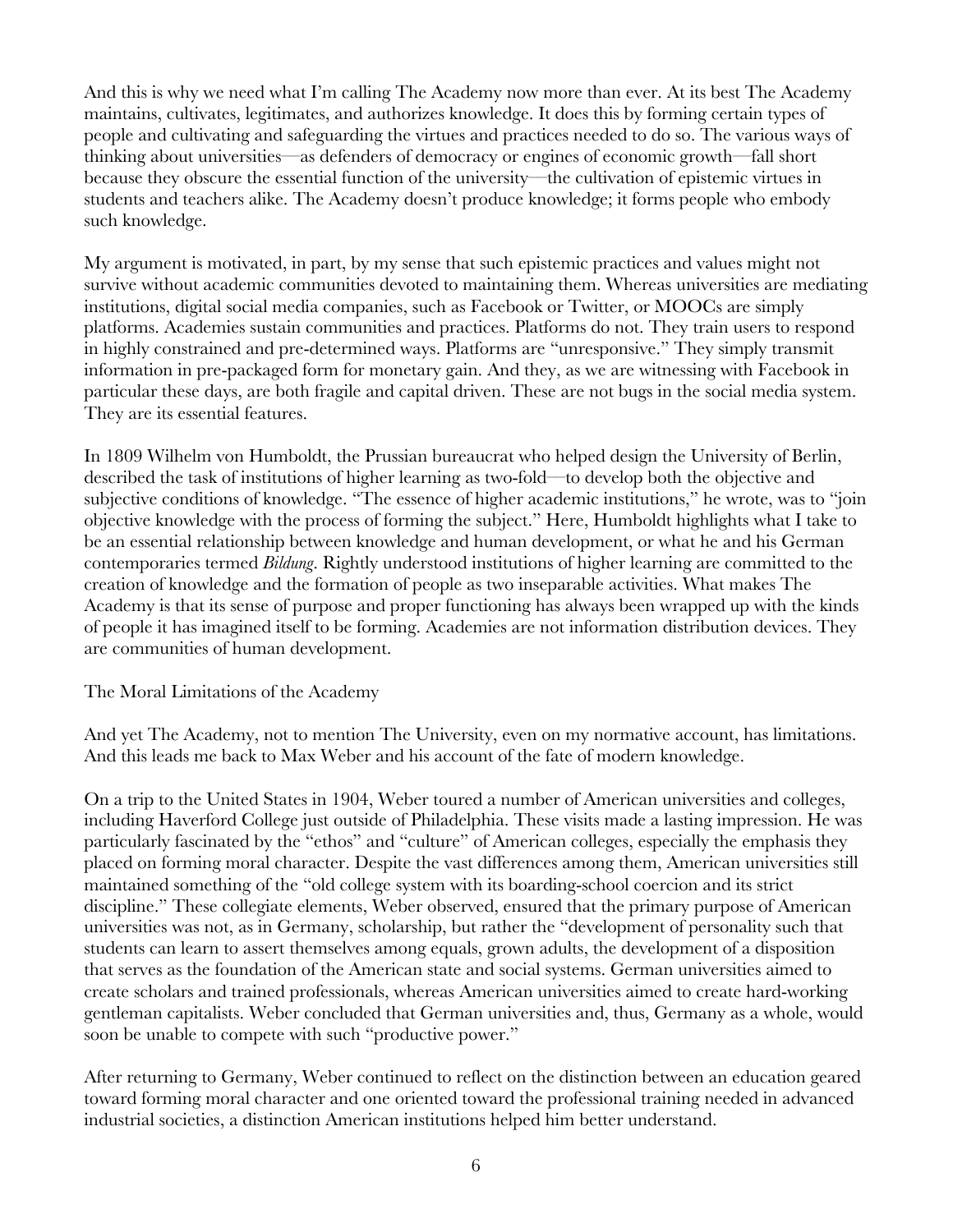And this is why we need what I'm calling The Academy now more than ever. At its best The Academy maintains, cultivates, legitimates, and authorizes knowledge. It does this by forming certain types of people and cultivating and safeguarding the virtues and practices needed to do so. The various ways of thinking about universities—as defenders of democracy or engines of economic growth—fall short because they obscure the essential function of the university—the cultivation of epistemic virtues in students and teachers alike. The Academy doesn't produce knowledge; it forms people who embody such knowledge.

My argument is motivated, in part, by my sense that such epistemic practices and values might not survive without academic communities devoted to maintaining them. Whereas universities are mediating institutions, digital social media companies, such as Facebook or Twitter, or MOOCs are simply platforms. Academies sustain communities and practices. Platforms do not. They train users to respond in highly constrained and pre-determined ways. Platforms are "unresponsive." They simply transmit information in pre-packaged form for monetary gain. And they, as we are witnessing with Facebook in particular these days, are both fragile and capital driven. These are not bugs in the social media system. They are its essential features.

In 1809 Wilhelm von Humboldt, the Prussian bureaucrat who helped design the University of Berlin, described the task of institutions of higher learning as two-fold—to develop both the objective and subjective conditions of knowledge. "The essence of higher academic institutions," he wrote, was to "join objective knowledge with the process of forming the subject." Here, Humboldt highlights what I take to be an essential relationship between knowledge and human development, or what he and his German contemporaries termed *Bildung*. Rightly understood institutions of higher learning are committed to the creation of knowledge and the formation of people as two inseparable activities. What makes The Academy is that its sense of purpose and proper functioning has always been wrapped up with the kinds of people it has imagined itself to be forming. Academies are not information distribution devices. They are communities of human development.

## The Moral Limitations of the Academy

And yet The Academy, not to mention The University, even on my normative account, has limitations. And this leads me back to Max Weber and his account of the fate of modern knowledge.

On a trip to the United States in 1904, Weber toured a number of American universities and colleges, including Haverford College just outside of Philadelphia. These visits made a lasting impression. He was particularly fascinated by the "ethos" and "culture" of American colleges, especially the emphasis they placed on forming moral character. Despite the vast differences among them, American universities still maintained something of the "old college system with its boarding-school coercion and its strict discipline." These collegiate elements, Weber observed, ensured that the primary purpose of American universities was not, as in Germany, scholarship, but rather the "development of personality such that students can learn to assert themselves among equals, grown adults, the development of a disposition that serves as the foundation of the American state and social systems. German universities aimed to create scholars and trained professionals, whereas American universities aimed to create hard-working gentleman capitalists. Weber concluded that German universities and, thus, Germany as a whole, would soon be unable to compete with such "productive power."

After returning to Germany, Weber continued to reflect on the distinction between an education geared toward forming moral character and one oriented toward the professional training needed in advanced industrial societies, a distinction American institutions helped him better understand.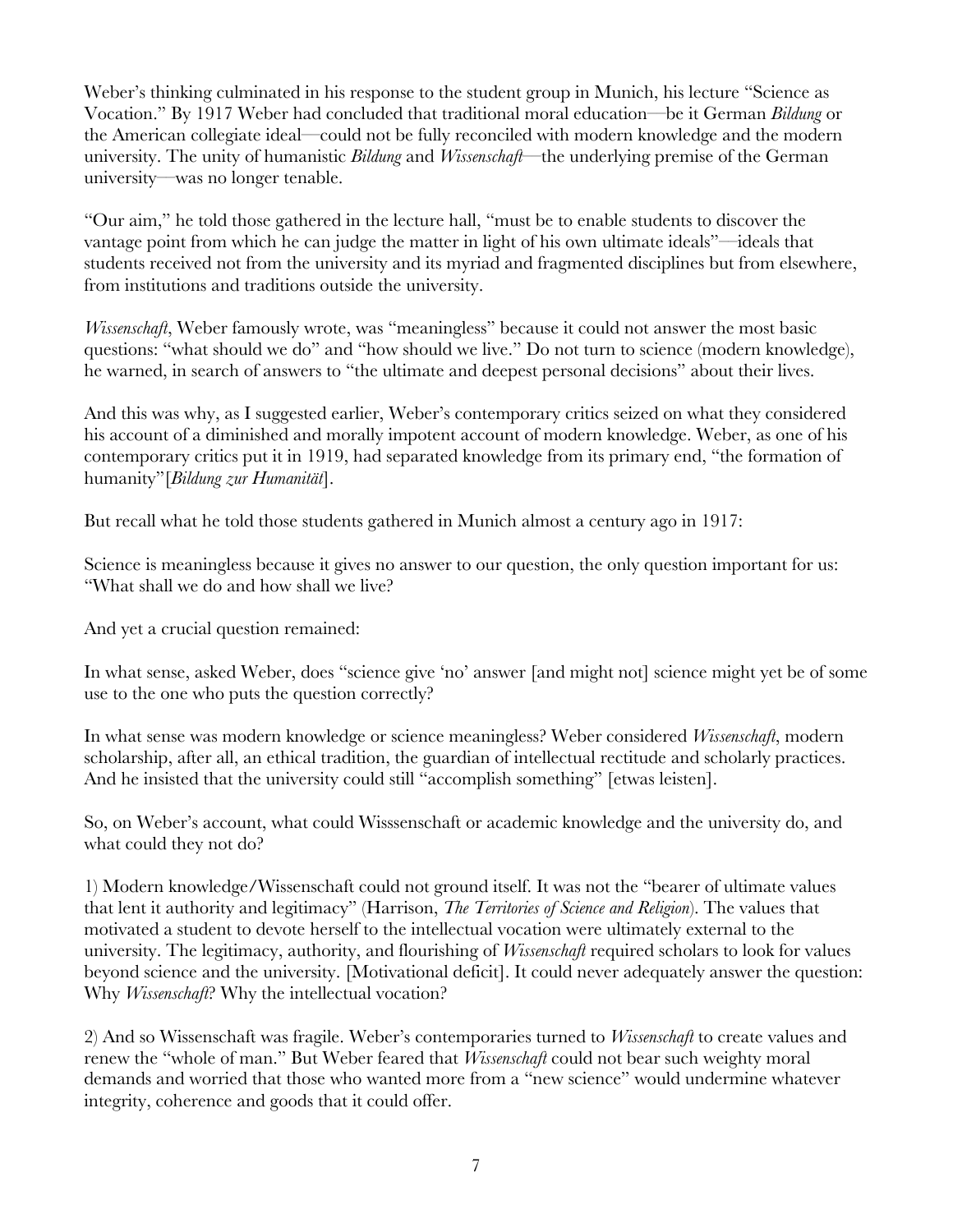Weber's thinking culminated in his response to the student group in Munich, his lecture "Science as Vocation." By 1917 Weber had concluded that traditional moral education—be it German *Bildung* or the American collegiate ideal—could not be fully reconciled with modern knowledge and the modern university. The unity of humanistic *Bildung* and *Wissenschaft*—the underlying premise of the German university—was no longer tenable.

"Our aim," he told those gathered in the lecture hall, "must be to enable students to discover the vantage point from which he can judge the matter in light of his own ultimate ideals"—ideals that students received not from the university and its myriad and fragmented disciplines but from elsewhere, from institutions and traditions outside the university.

*Wissenschaft*, Weber famously wrote, was "meaningless" because it could not answer the most basic questions: "what should we do" and "how should we live." Do not turn to science (modern knowledge), he warned, in search of answers to "the ultimate and deepest personal decisions" about their lives.

And this was why, as I suggested earlier, Weber's contemporary critics seized on what they considered his account of a diminished and morally impotent account of modern knowledge. Weber, as one of his contemporary critics put it in 1919, had separated knowledge from its primary end, "the formation of humanity"[*Bildung zur Humanität*].

But recall what he told those students gathered in Munich almost a century ago in 1917:

Science is meaningless because it gives no answer to our question, the only question important for us: "What shall we do and how shall we live?

And yet a crucial question remained:

In what sense, asked Weber, does "science give 'no' answer [and might not] science might yet be of some use to the one who puts the question correctly?

In what sense was modern knowledge or science meaningless? Weber considered *Wissenschaft*, modern scholarship, after all, an ethical tradition, the guardian of intellectual rectitude and scholarly practices. And he insisted that the university could still "accomplish something" [etwas leisten].

So, on Weber's account, what could Wisssenschaft or academic knowledge and the university do, and what could they not do?

1) Modern knowledge/Wissenschaft could not ground itself. It was not the "bearer of ultimate values that lent it authority and legitimacy" (Harrison, *The Territories of Science and Religion*). The values that motivated a student to devote herself to the intellectual vocation were ultimately external to the university. The legitimacy, authority, and flourishing of *Wissenschaft* required scholars to look for values beyond science and the university. [Motivational deficit]. It could never adequately answer the question: Why *Wissenschaft*? Why the intellectual vocation?

2) And so Wissenschaft was fragile. Weber's contemporaries turned to *Wissenschaft* to create values and renew the "whole of man." But Weber feared that *Wissenschaft* could not bear such weighty moral demands and worried that those who wanted more from a "new science" would undermine whatever integrity, coherence and goods that it could offer.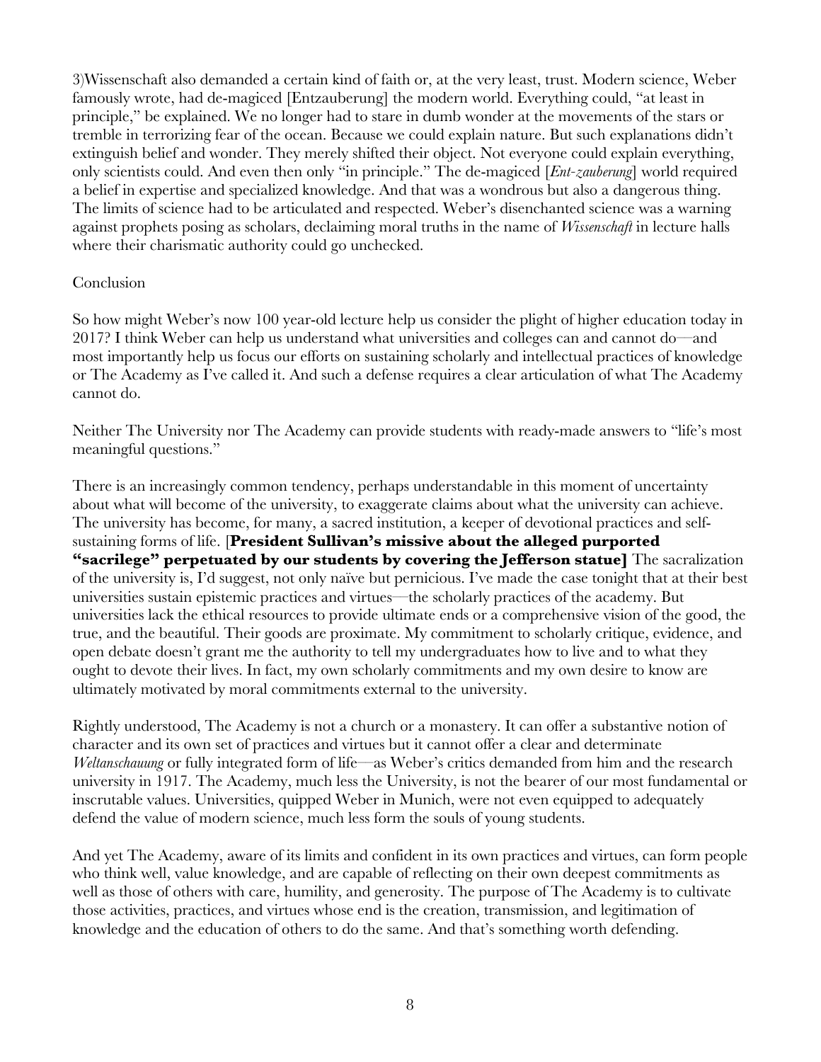3)Wissenschaft also demanded a certain kind of faith or, at the very least, trust. Modern science, Weber famously wrote, had de-magiced [Entzauberung] the modern world. Everything could, "at least in principle," be explained. We no longer had to stare in dumb wonder at the movements of the stars or tremble in terrorizing fear of the ocean. Because we could explain nature. But such explanations didn't extinguish belief and wonder. They merely shifted their object. Not everyone could explain everything, only scientists could. And even then only "in principle." The de-magiced [*Ent-zauberung*] world required a belief in expertise and specialized knowledge. And that was a wondrous but also a dangerous thing. The limits of science had to be articulated and respected. Weber's disenchanted science was a warning against prophets posing as scholars, declaiming moral truths in the name of *Wissenschaft* in lecture halls where their charismatic authority could go unchecked.

Conclusion

So how might Weber's now 100 year-old lecture help us consider the plight of higher education today in 2017? I think Weber can help us understand what universities and colleges can and cannot do—and most importantly help us focus our efforts on sustaining scholarly and intellectual practices of knowledge or The Academy as I've called it. And such a defense requires a clear articulation of what The Academy cannot do.

Neither The University nor The Academy can provide students with ready-made answers to "life's most meaningful questions."

There is an increasingly common tendency, perhaps understandable in this moment of uncertainty about what will become of the university, to exaggerate claims about what the university can achieve. The university has become, for many, a sacred institution, a keeper of devotional practices and self-sustaining forms of life. [**President Sullivan's missive about the alleged purported "sacrilege" perpetuated by our students by covering the Jefferson statue]** The sacralization of the university is, I'd suggest, not only naïve but pernicious. I've made the case tonight that at their best universities sustain epistemic practices and virtues—the scholarly practices of the academy. But universities lack the ethical resources to provide ultimate ends or a comprehensive vision of the good, the true, and the beautiful. Their goods are proximate. My commitment to scholarly critique, evidence, and open debate doesn't grant me the authority to tell my undergraduates how to live and to what they ought to devote their lives. In fact, my own scholarly commitments and my own desire to know are ultimately motivated by moral commitments external to the university.

Rightly understood, The Academy is not a church or a monastery. It can offer a substantive notion of character and its own set of practices and virtues but it cannot offer a clear and determinate *Weltanschauung* or fully integrated form of life—as Weber's critics demanded from him and the research university in 1917. The Academy, much less the University, is not the bearer of our most fundamental or inscrutable values. Universities, quipped Weber in Munich, were not even equipped to adequately defend the value of modern science, much less form the souls of young students.

And yet The Academy, aware of its limits and confident in its own practices and virtues, can form people who think well, value knowledge, and are capable of reflecting on their own deepest commitments as well as those of others with care, humility, and generosity. The purpose of The Academy is to cultivate those activities, practices, and virtues whose end is the creation, transmission, and legitimation of knowledge and the education of others to do the same. And that's something worth defending.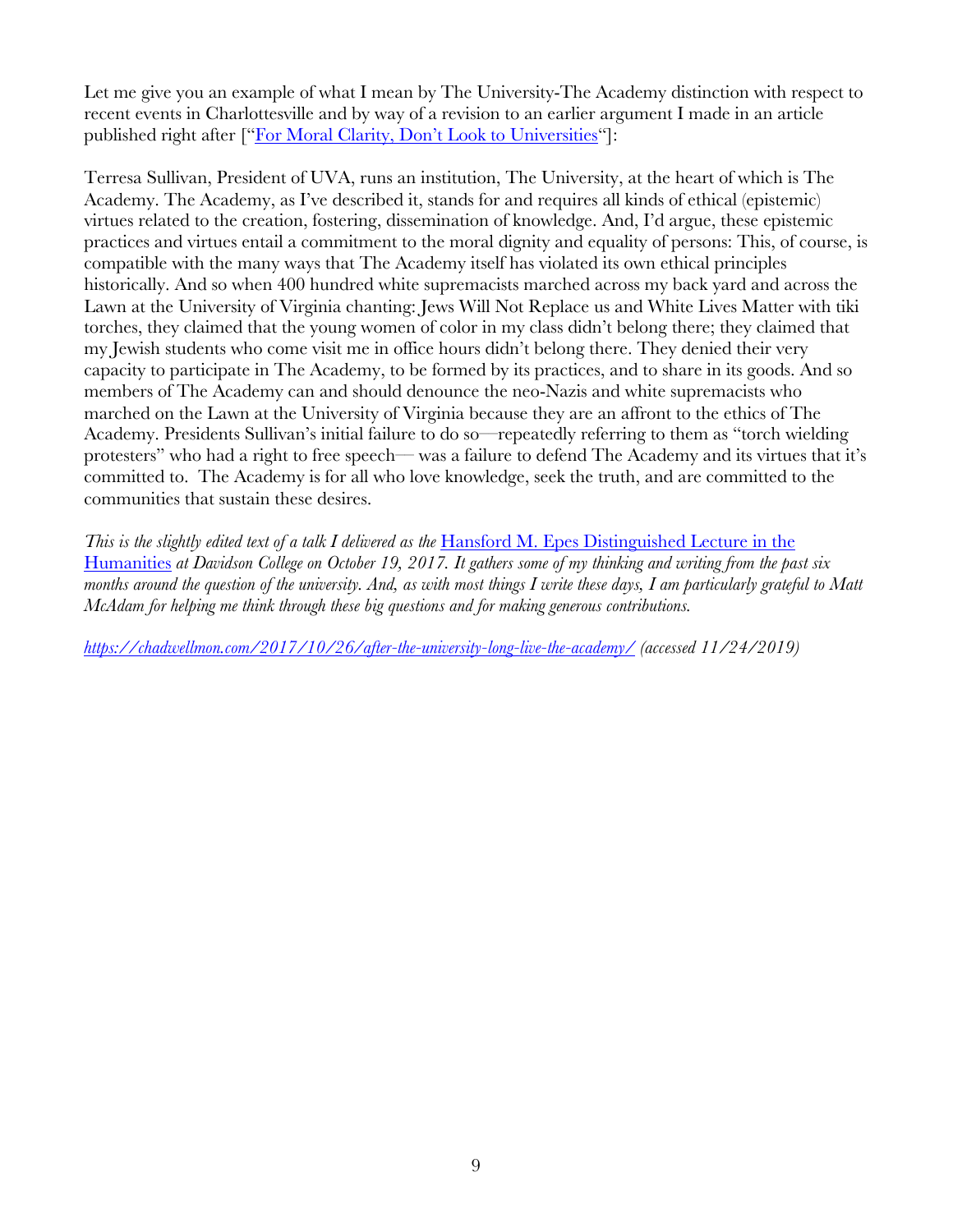Let me give you an example of what I mean by The University-The Academy distinction with respect to recent events in Charlottesville and by way of a revision to an earlier argument I made in an article published right after ["For Moral Clarity, Don't Look to Universities"]:

Terresa Sullivan, President of UVA, runs an institution, The University, at the heart of which is The Academy. The Academy, as I've described it, stands for and requires all kinds of ethical (epistemic) virtues related to the creation, fostering, dissemination of knowledge. And, I'd argue, these epistemic practices and virtues entail a commitment to the moral dignity and equality of persons: This, of course, is compatible with the many ways that The Academy itself has violated its own ethical principles historically. And so when 400 hundred white supremacists marched across my back yard and across the Lawn at the University of Virginia chanting: Jews Will Not Replace us and White Lives Matter with tiki torches, they claimed that the young women of color in my class didn't belong there; they claimed that my Jewish students who come visit me in office hours didn't belong there. They denied their very capacity to participate in The Academy, to be formed by its practices, and to share in its goods. And so members of The Academy can and should denounce the neo-Nazis and white supremacists who marched on the Lawn at the University of Virginia because they are an affront to the ethics of The Academy. Presidents Sullivan's initial failure to do so—repeatedly referring to them as "torch wielding protesters" who had a right to free speech— was a failure to defend The Academy and its virtues that it's committed to. The Academy is for all who love knowledge, seek the truth, and are committed to the communities that sustain these desires.

*This is the slightly edited text of a talk I delivered as the* Hansford M. Epes Distinguished Lecture in the Humanities *at Davidson College on October 19, 2017. It gathers some of my thinking and writing from the past six months around the question of the university. And, as with most things I write these days, I am particularly grateful to Matt McAdam for helping me think through these big questions and for making generous contributions.*

*https://chadwellmon.com/2017/10/26/after-the-university-long-live-the-academy/ (accessed 11/24/2019)*